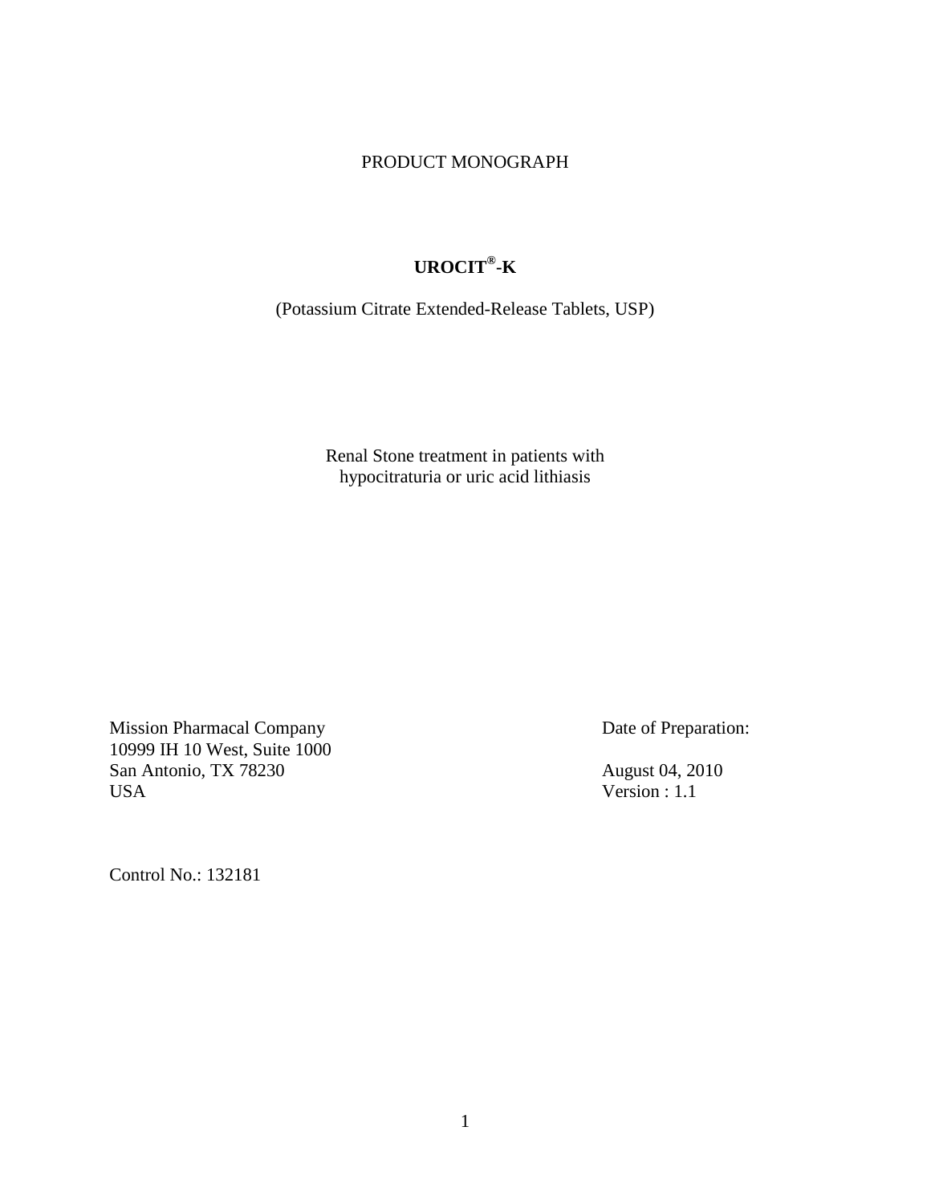PRODUCT MONOGRAPH

# UROCIT®-K

(Potassium Citrate Extended-Release Tablets, USP)

Renal Stone treatment in patients with
hypocitraturia or uric acid lithiasis

Mission Pharmacal Company
10999 IH 10 West, Suite 1000
San Antonio, TX 78230
USA

Date of Preparation:

August 04, 2010
Version : 1.1

Control No.: 132181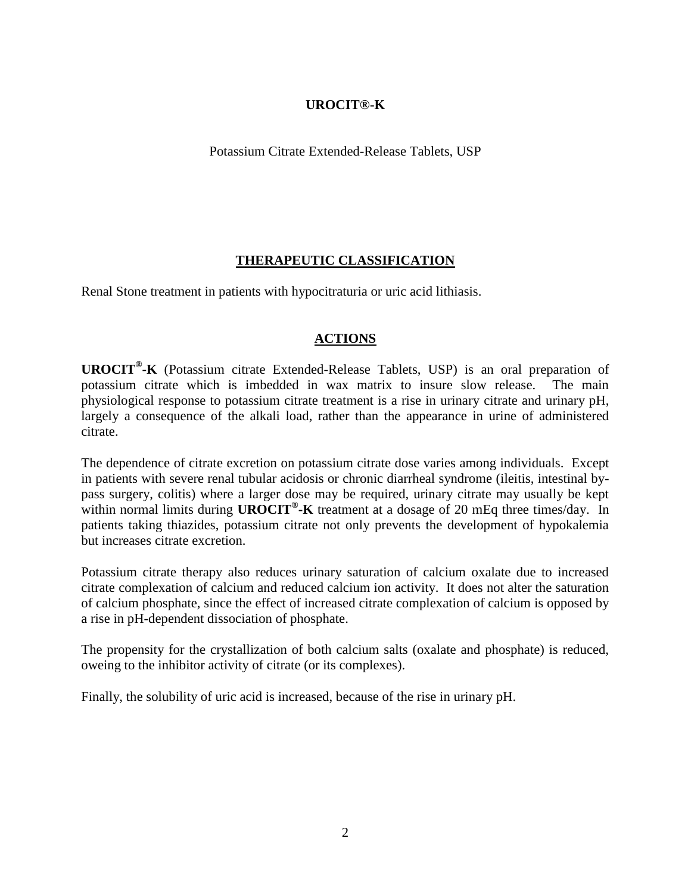**UROCIT®-K**

Potassium Citrate Extended-Release Tablets, USP

## THERAPEUTIC CLASSIFICATION

Renal Stone treatment in patients with hypocitraturia or uric acid lithiasis.

## ACTIONS

**UROCIT®-K** (Potassium citrate Extended-Release Tablets, USP) is an oral preparation of potassium citrate which is imbedded in wax matrix to insure slow release. The main physiological response to potassium citrate treatment is a rise in urinary citrate and urinary pH, largely a consequence of the alkali load, rather than the appearance in urine of administered citrate.

The dependence of citrate excretion on potassium citrate dose varies among individuals. Except in patients with severe renal tubular acidosis or chronic diarrheal syndrome (ileitis, intestinal by-pass surgery, colitis) where a larger dose may be required, urinary citrate may usually be kept within normal limits during **UROCIT®-K** treatment at a dosage of 20 mEq three times/day. In patients taking thiazides, potassium citrate not only prevents the development of hypokalemia but increases citrate excretion.

Potassium citrate therapy also reduces urinary saturation of calcium oxalate due to increased citrate complexation of calcium and reduced calcium ion activity. It does not alter the saturation of calcium phosphate, since the effect of increased citrate complexation of calcium is opposed by a rise in pH-dependent dissociation of phosphate.

The propensity for the crystallization of both calcium salts (oxalate and phosphate) is reduced, oweing to the inhibitor activity of citrate (or its complexes).

Finally, the solubility of uric acid is increased, because of the rise in urinary pH.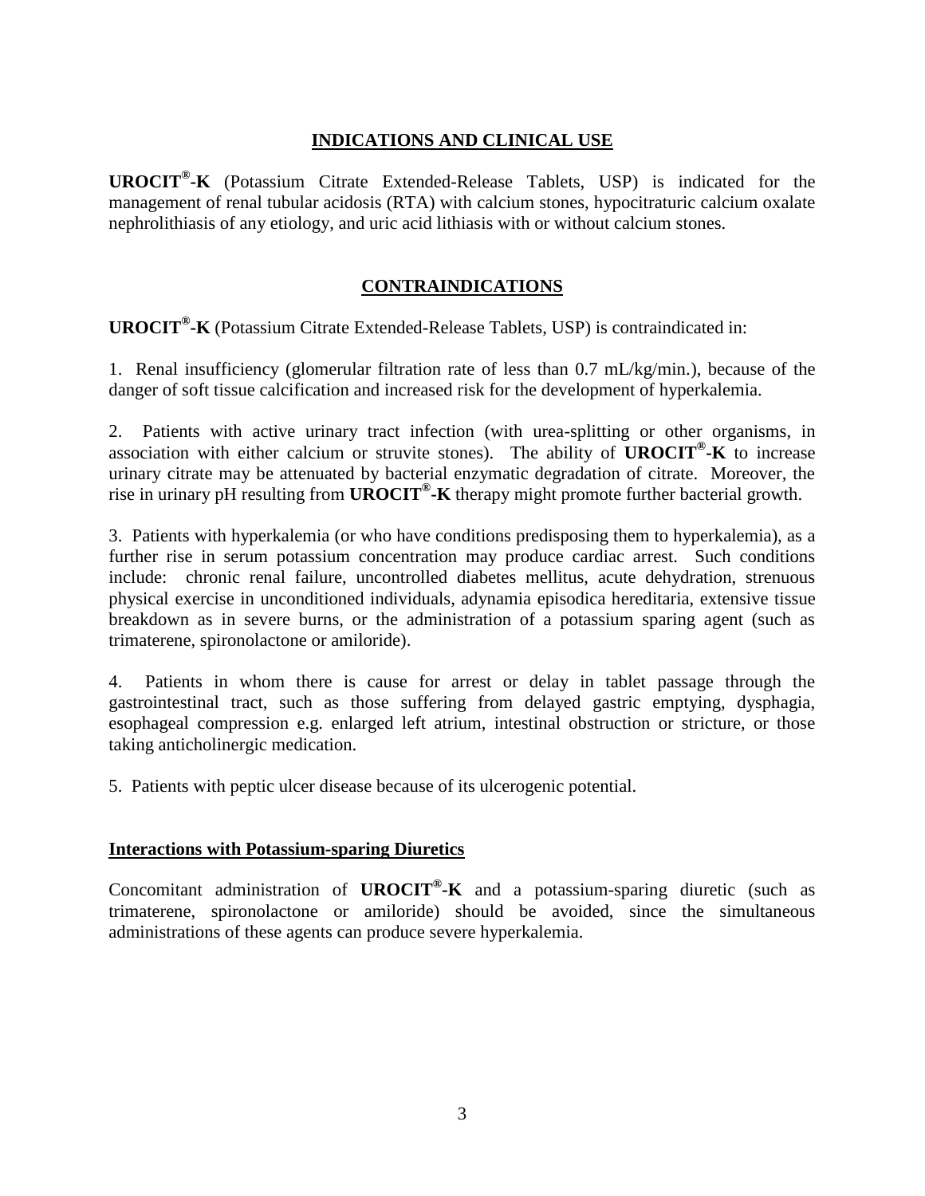## INDICATIONS AND CLINICAL USE

**UROCIT®-K** (Potassium Citrate Extended-Release Tablets, USP) is indicated for the management of renal tubular acidosis (RTA) with calcium stones, hypocitraturic calcium oxalate nephrolithiasis of any etiology, and uric acid lithiasis with or without calcium stones.

## CONTRAINDICATIONS

**UROCIT®-K** (Potassium Citrate Extended-Release Tablets, USP) is contraindicated in:

1. Renal insufficiency (glomerular filtration rate of less than 0.7 mL/kg/min.), because of the danger of soft tissue calcification and increased risk for the development of hyperkalemia.

2. Patients with active urinary tract infection (with urea-splitting or other organisms, in association with either calcium or struvite stones). The ability of **UROCIT®-K** to increase urinary citrate may be attenuated by bacterial enzymatic degradation of citrate. Moreover, the rise in urinary pH resulting from **UROCIT®-K** therapy might promote further bacterial growth.

3. Patients with hyperkalemia (or who have conditions predisposing them to hyperkalemia), as a further rise in serum potassium concentration may produce cardiac arrest. Such conditions include: chronic renal failure, uncontrolled diabetes mellitus, acute dehydration, strenuous physical exercise in unconditioned individuals, adynamia episodica hereditaria, extensive tissue breakdown as in severe burns, or the administration of a potassium sparing agent (such as trimaterene, spironolactone or amiloride).

4. Patients in whom there is cause for arrest or delay in tablet passage through the gastrointestinal tract, such as those suffering from delayed gastric emptying, dysphagia, esophageal compression e.g. enlarged left atrium, intestinal obstruction or stricture, or those taking anticholinergic medication.

5. Patients with peptic ulcer disease because of its ulcerogenic potential.

### Interactions with Potassium-sparing Diuretics

Concomitant administration of **UROCIT®-K** and a potassium-sparing diuretic (such as trimaterene, spironolactone or amiloride) should be avoided, since the simultaneous administrations of these agents can produce severe hyperkalemia.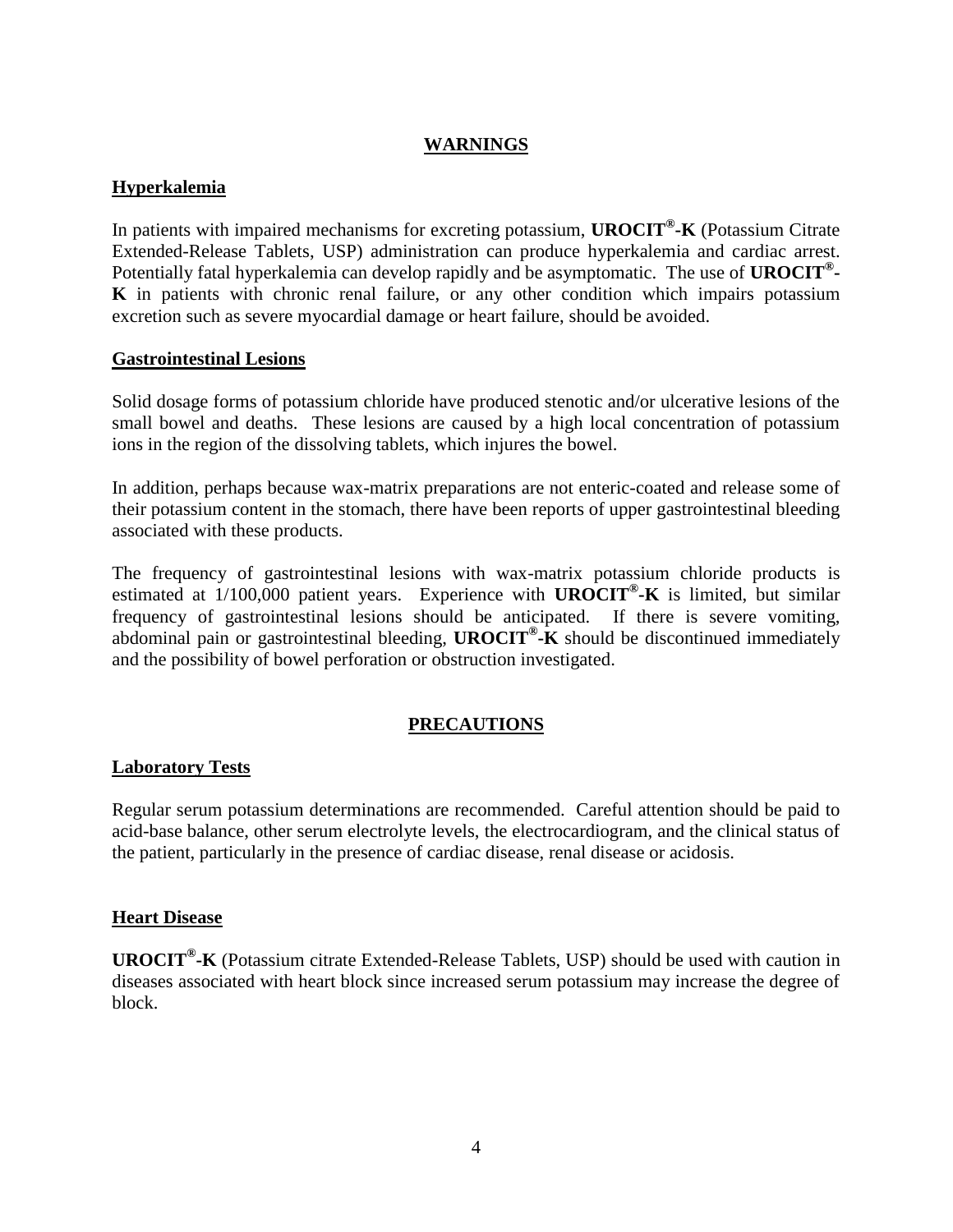## WARNINGS

### Hyperkalemia

In patients with impaired mechanisms for excreting potassium, **UROCIT®-K** (Potassium Citrate Extended-Release Tablets, USP) administration can produce hyperkalemia and cardiac arrest. Potentially fatal hyperkalemia can develop rapidly and be asymptomatic. The use of **UROCIT®-K** in patients with chronic renal failure, or any other condition which impairs potassium excretion such as severe myocardial damage or heart failure, should be avoided.

### Gastrointestinal Lesions

Solid dosage forms of potassium chloride have produced stenotic and/or ulcerative lesions of the small bowel and deaths. These lesions are caused by a high local concentration of potassium ions in the region of the dissolving tablets, which injures the bowel.

In addition, perhaps because wax-matrix preparations are not enteric-coated and release some of their potassium content in the stomach, there have been reports of upper gastrointestinal bleeding associated with these products.

The frequency of gastrointestinal lesions with wax-matrix potassium chloride products is estimated at 1/100,000 patient years. Experience with **UROCIT®-K** is limited, but similar frequency of gastrointestinal lesions should be anticipated. If there is severe vomiting, abdominal pain or gastrointestinal bleeding, **UROCIT®-K** should be discontinued immediately and the possibility of bowel perforation or obstruction investigated.

## PRECAUTIONS

### Laboratory Tests

Regular serum potassium determinations are recommended. Careful attention should be paid to acid-base balance, other serum electrolyte levels, the electrocardiogram, and the clinical status of the patient, particularly in the presence of cardiac disease, renal disease or acidosis.

### Heart Disease

**UROCIT®-K** (Potassium citrate Extended-Release Tablets, USP) should be used with caution in diseases associated with heart block since increased serum potassium may increase the degree of block.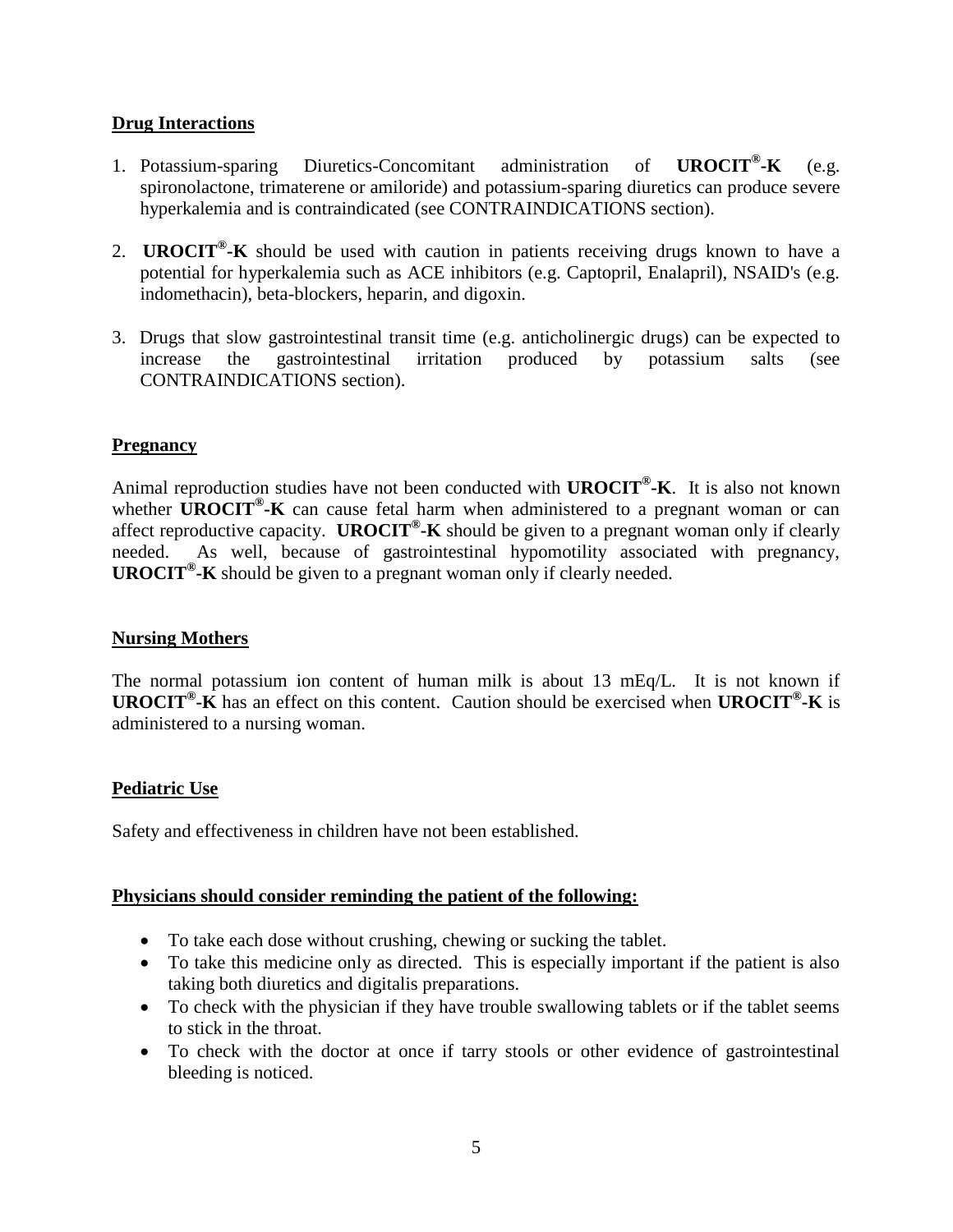**Drug Interactions**

1. Potassium-sparing Diuretics-Concomitant administration of **UROCIT®-K** (e.g. spironolactone, trimaterene or amiloride) and potassium-sparing diuretics can produce severe hyperkalemia and is contraindicated (see CONTRAINDICATIONS section).

2. **UROCIT®-K** should be used with caution in patients receiving drugs known to have a potential for hyperkalemia such as ACE inhibitors (e.g. Captopril, Enalapril), NSAID's (e.g. indomethacin), beta-blockers, heparin, and digoxin.

3. Drugs that slow gastrointestinal transit time (e.g. anticholinergic drugs) can be expected to increase the gastrointestinal irritation produced by potassium salts (see CONTRAINDICATIONS section).

**Pregnancy**

Animal reproduction studies have not been conducted with **UROCIT®-K**. It is also not known whether **UROCIT®-K** can cause fetal harm when administered to a pregnant woman or can affect reproductive capacity. **UROCIT®-K** should be given to a pregnant woman only if clearly needed. As well, because of gastrointestinal hypomotility associated with pregnancy, **UROCIT®-K** should be given to a pregnant woman only if clearly needed.

**Nursing Mothers**

The normal potassium ion content of human milk is about 13 mEq/L. It is not known if **UROCIT®-K** has an effect on this content. Caution should be exercised when **UROCIT®-K** is administered to a nursing woman.

**Pediatric Use**

Safety and effectiveness in children have not been established.

**Physicians should consider reminding the patient of the following:**

- To take each dose without crushing, chewing or sucking the tablet.
- To take this medicine only as directed. This is especially important if the patient is also taking both diuretics and digitalis preparations.
- To check with the physician if they have trouble swallowing tablets or if the tablet seems to stick in the throat.
- To check with the doctor at once if tarry stools or other evidence of gastrointestinal bleeding is noticed.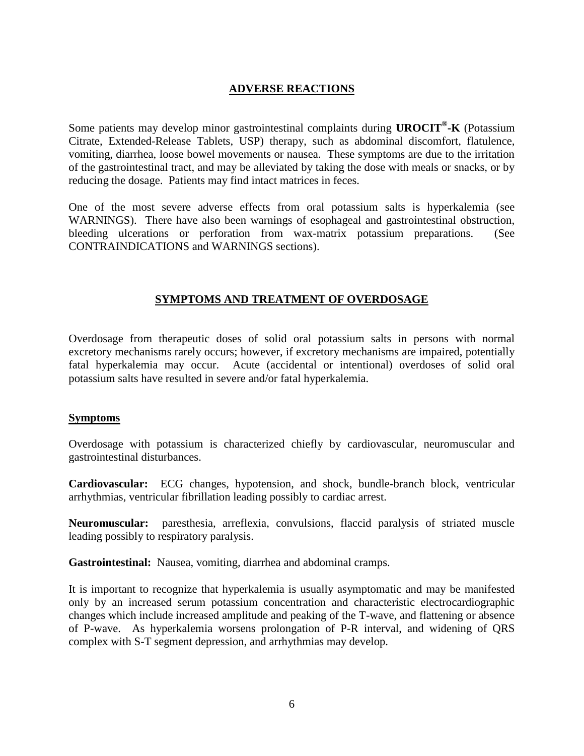## ADVERSE REACTIONS

Some patients may develop minor gastrointestinal complaints during **UROCIT®-K** (Potassium Citrate, Extended-Release Tablets, USP) therapy, such as abdominal discomfort, flatulence, vomiting, diarrhea, loose bowel movements or nausea. These symptoms are due to the irritation of the gastrointestinal tract, and may be alleviated by taking the dose with meals or snacks, or by reducing the dosage. Patients may find intact matrices in feces.

One of the most severe adverse effects from oral potassium salts is hyperkalemia (see WARNINGS). There have also been warnings of esophageal and gastrointestinal obstruction, bleeding ulcerations or perforation from wax-matrix potassium preparations. (See CONTRAINDICATIONS and WARNINGS sections).

## SYMPTOMS AND TREATMENT OF OVERDOSAGE

Overdosage from therapeutic doses of solid oral potassium salts in persons with normal excretory mechanisms rarely occurs; however, if excretory mechanisms are impaired, potentially fatal hyperkalemia may occur. Acute (accidental or intentional) overdoses of solid oral potassium salts have resulted in severe and/or fatal hyperkalemia.

### Symptoms

Overdosage with potassium is characterized chiefly by cardiovascular, neuromuscular and gastrointestinal disturbances.

**Cardiovascular:** ECG changes, hypotension, and shock, bundle-branch block, ventricular arrhythmias, ventricular fibrillation leading possibly to cardiac arrest.

**Neuromuscular:** paresthesia, arreflexia, convulsions, flaccid paralysis of striated muscle leading possibly to respiratory paralysis.

**Gastrointestinal:** Nausea, vomiting, diarrhea and abdominal cramps.

It is important to recognize that hyperkalemia is usually asymptomatic and may be manifested only by an increased serum potassium concentration and characteristic electrocardiographic changes which include increased amplitude and peaking of the T-wave, and flattening or absence of P-wave. As hyperkalemia worsens prolongation of P-R interval, and widening of QRS complex with S-T segment depression, and arrhythmias may develop.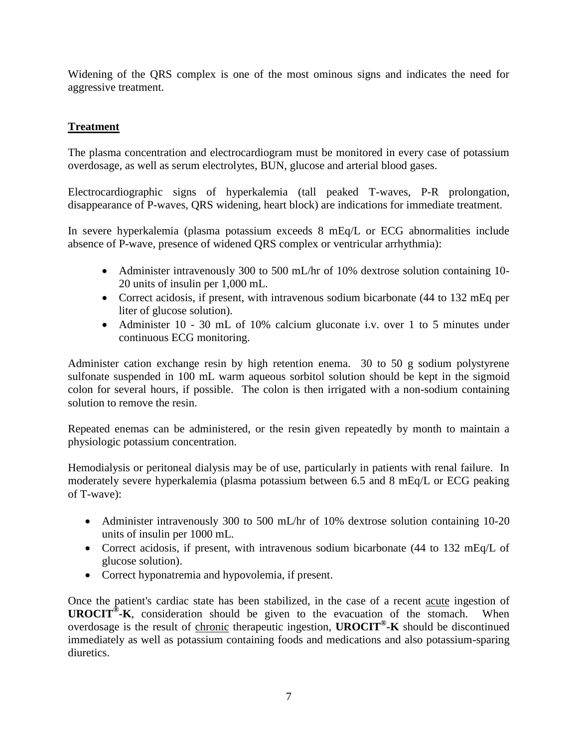Widening of the QRS complex is one of the most ominous signs and indicates the need for aggressive treatment.

## Treatment

The plasma concentration and electrocardiogram must be monitored in every case of potassium overdosage, as well as serum electrolytes, BUN, glucose and arterial blood gases.

Electrocardiographic signs of hyperkalemia (tall peaked T-waves, P-R prolongation, disappearance of P-waves, QRS widening, heart block) are indications for immediate treatment.

In severe hyperkalemia (plasma potassium exceeds 8 mEq/L or ECG abnormalities include absence of P-wave, presence of widened QRS complex or ventricular arrhythmia):

- Administer intravenously 300 to 500 mL/hr of 10% dextrose solution containing 10-20 units of insulin per 1,000 mL.
- Correct acidosis, if present, with intravenous sodium bicarbonate (44 to 132 mEq per liter of glucose solution).
- Administer 10 - 30 mL of 10% calcium gluconate i.v. over 1 to 5 minutes under continuous ECG monitoring.

Administer cation exchange resin by high retention enema. 30 to 50 g sodium polystyrene sulfonate suspended in 100 mL warm aqueous sorbitol solution should be kept in the sigmoid colon for several hours, if possible. The colon is then irrigated with a non-sodium containing solution to remove the resin.

Repeated enemas can be administered, or the resin given repeatedly by month to maintain a physiologic potassium concentration.

Hemodialysis or peritoneal dialysis may be of use, particularly in patients with renal failure. In moderately severe hyperkalemia (plasma potassium between 6.5 and 8 mEq/L or ECG peaking of T-wave):

- Administer intravenously 300 to 500 mL/hr of 10% dextrose solution containing 10-20 units of insulin per 1000 mL.
- Correct acidosis, if present, with intravenous sodium bicarbonate (44 to 132 mEq/L of glucose solution).
- Correct hyponatremia and hypovolemia, if present.

Once the patient's cardiac state has been stabilized, in the case of a recent <u>acute</u> ingestion of **UROCIT®-K**, consideration should be given to the evacuation of the stomach. When overdosage is the result of <u>chronic</u> therapeutic ingestion, **UROCIT®-K** should be discontinued immediately as well as potassium containing foods and medications and also potassium-sparing diuretics.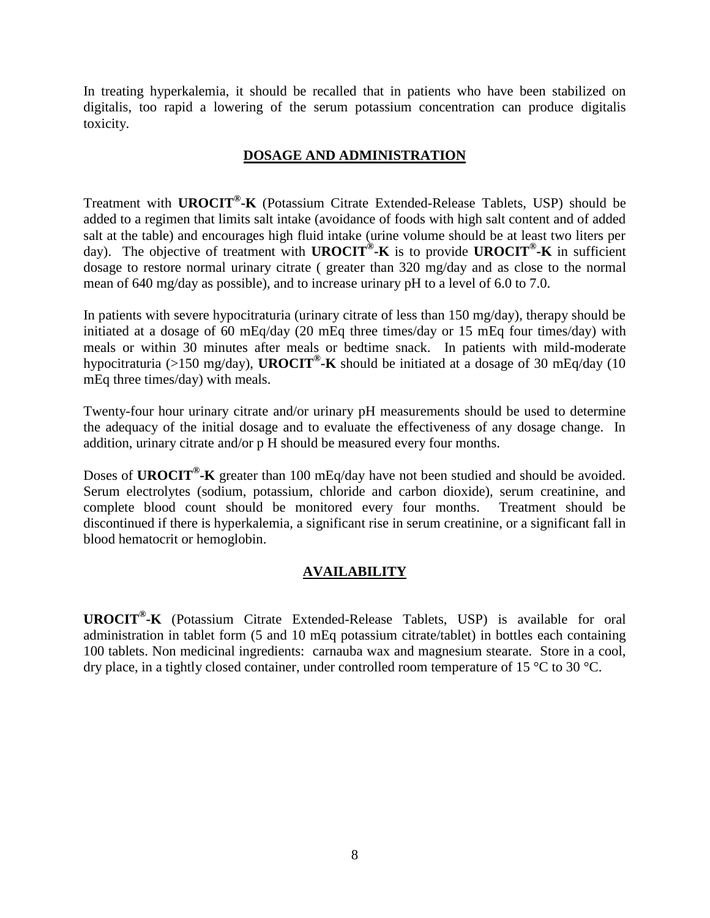In treating hyperkalemia, it should be recalled that in patients who have been stabilized on digitalis, too rapid a lowering of the serum potassium concentration can produce digitalis toxicity.

## DOSAGE AND ADMINISTRATION

Treatment with **UROCIT®-K** (Potassium Citrate Extended-Release Tablets, USP) should be added to a regimen that limits salt intake (avoidance of foods with high salt content and of added salt at the table) and encourages high fluid intake (urine volume should be at least two liters per day). The objective of treatment with **UROCIT®-K** is to provide **UROCIT®-K** in sufficient dosage to restore normal urinary citrate ( greater than 320 mg/day and as close to the normal mean of 640 mg/day as possible), and to increase urinary pH to a level of 6.0 to 7.0.

In patients with severe hypocitraturia (urinary citrate of less than 150 mg/day), therapy should be initiated at a dosage of 60 mEq/day (20 mEq three times/day or 15 mEq four times/day) with meals or within 30 minutes after meals or bedtime snack. In patients with mild-moderate hypocitraturia (>150 mg/day), **UROCIT®-K** should be initiated at a dosage of 30 mEq/day (10 mEq three times/day) with meals.

Twenty-four hour urinary citrate and/or urinary pH measurements should be used to determine the adequacy of the initial dosage and to evaluate the effectiveness of any dosage change. In addition, urinary citrate and/or p H should be measured every four months.

Doses of **UROCIT®-K** greater than 100 mEq/day have not been studied and should be avoided. Serum electrolytes (sodium, potassium, chloride and carbon dioxide), serum creatinine, and complete blood count should be monitored every four months. Treatment should be discontinued if there is hyperkalemia, a significant rise in serum creatinine, or a significant fall in blood hematocrit or hemoglobin.

## AVAILABILITY

**UROCIT®-K** (Potassium Citrate Extended-Release Tablets, USP) is available for oral administration in tablet form (5 and 10 mEq potassium citrate/tablet) in bottles each containing 100 tablets. Non medicinal ingredients: carnauba wax and magnesium stearate. Store in a cool, dry place, in a tightly closed container, under controlled room temperature of 15 °C to 30 °C.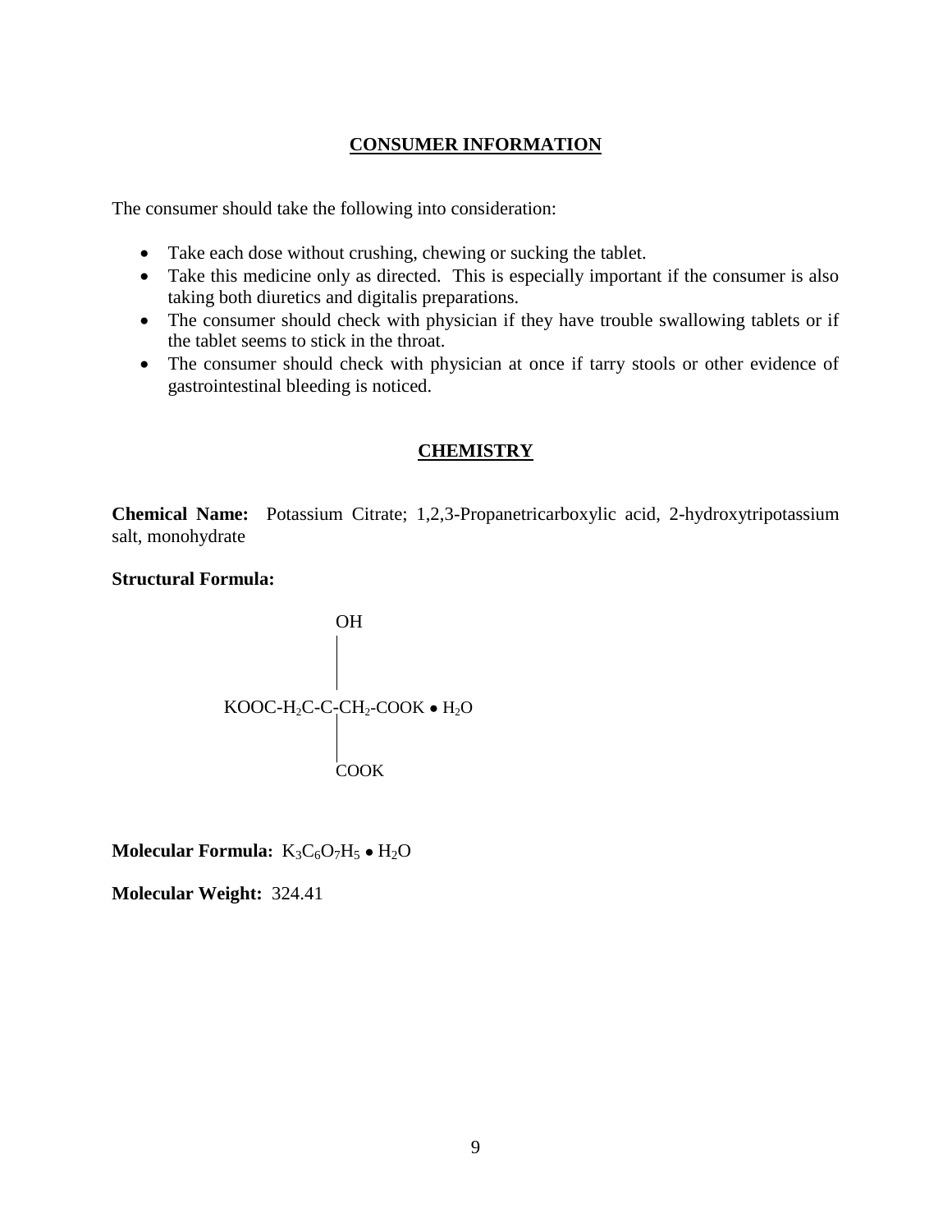## CONSUMER INFORMATION

The consumer should take the following into consideration:

- Take each dose without crushing, chewing or sucking the tablet.
- Take this medicine only as directed. This is especially important if the consumer is also taking both diuretics and digitalis preparations.
- The consumer should check with physician if they have trouble swallowing tablets or if the tablet seems to stick in the throat.
- The consumer should check with physician at once if tarry stools or other evidence of gastrointestinal bleeding is noticed.

## CHEMISTRY

**Chemical Name:** Potassium Citrate; 1,2,3-Propanetricarboxylic acid, 2-hydroxytripotassium salt, monohydrate

**Structural Formula:**

```
                OH
                |
                |
KOOC-H2C-C-CH2-COOK • H2O
                |
                |
              COOK
```

**Molecular Formula:** $K_3C_6O_7H_5 \bullet H_2O$

**Molecular Weight:** 324.41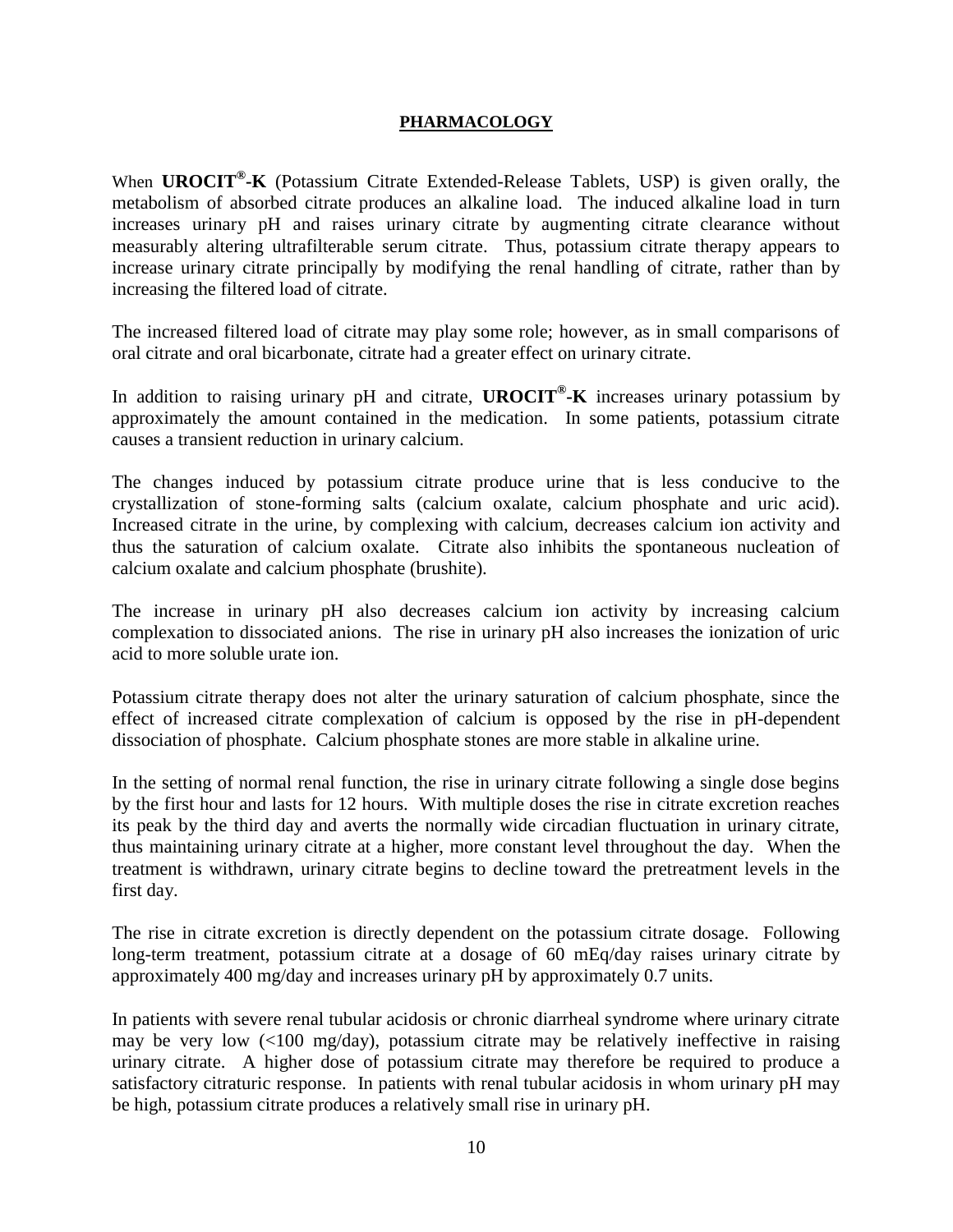## PHARMACOLOGY

When **UROCIT®-K** (Potassium Citrate Extended-Release Tablets, USP) is given orally, the metabolism of absorbed citrate produces an alkaline load. The induced alkaline load in turn increases urinary pH and raises urinary citrate by augmenting citrate clearance without measurably altering ultrafilterable serum citrate. Thus, potassium citrate therapy appears to increase urinary citrate principally by modifying the renal handling of citrate, rather than by increasing the filtered load of citrate.

The increased filtered load of citrate may play some role; however, as in small comparisons of oral citrate and oral bicarbonate, citrate had a greater effect on urinary citrate.

In addition to raising urinary pH and citrate, **UROCIT®-K** increases urinary potassium by approximately the amount contained in the medication. In some patients, potassium citrate causes a transient reduction in urinary calcium.

The changes induced by potassium citrate produce urine that is less conducive to the crystallization of stone-forming salts (calcium oxalate, calcium phosphate and uric acid). Increased citrate in the urine, by complexing with calcium, decreases calcium ion activity and thus the saturation of calcium oxalate. Citrate also inhibits the spontaneous nucleation of calcium oxalate and calcium phosphate (brushite).

The increase in urinary pH also decreases calcium ion activity by increasing calcium complexation to dissociated anions. The rise in urinary pH also increases the ionization of uric acid to more soluble urate ion.

Potassium citrate therapy does not alter the urinary saturation of calcium phosphate, since the effect of increased citrate complexation of calcium is opposed by the rise in pH-dependent dissociation of phosphate. Calcium phosphate stones are more stable in alkaline urine.

In the setting of normal renal function, the rise in urinary citrate following a single dose begins by the first hour and lasts for 12 hours. With multiple doses the rise in citrate excretion reaches its peak by the third day and averts the normally wide circadian fluctuation in urinary citrate, thus maintaining urinary citrate at a higher, more constant level throughout the day. When the treatment is withdrawn, urinary citrate begins to decline toward the pretreatment levels in the first day.

The rise in citrate excretion is directly dependent on the potassium citrate dosage. Following long-term treatment, potassium citrate at a dosage of 60 mEq/day raises urinary citrate by approximately 400 mg/day and increases urinary pH by approximately 0.7 units.

In patients with severe renal tubular acidosis or chronic diarrheal syndrome where urinary citrate may be very low (<100 mg/day), potassium citrate may be relatively ineffective in raising urinary citrate. A higher dose of potassium citrate may therefore be required to produce a satisfactory citraturic response. In patients with renal tubular acidosis in whom urinary pH may be high, potassium citrate produces a relatively small rise in urinary pH.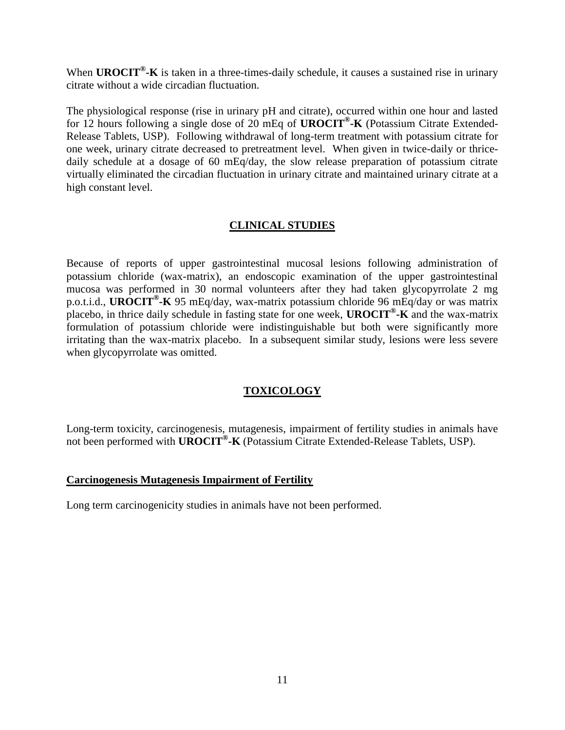When **UROCIT®-K** is taken in a three-times-daily schedule, it causes a sustained rise in urinary citrate without a wide circadian fluctuation.

The physiological response (rise in urinary pH and citrate), occurred within one hour and lasted for 12 hours following a single dose of 20 mEq of **UROCIT®-K** (Potassium Citrate Extended-Release Tablets, USP). Following withdrawal of long-term treatment with potassium citrate for one week, urinary citrate decreased to pretreatment level. When given in twice-daily or thrice-daily schedule at a dosage of 60 mEq/day, the slow release preparation of potassium citrate virtually eliminated the circadian fluctuation in urinary citrate and maintained urinary citrate at a high constant level.

## CLINICAL STUDIES

Because of reports of upper gastrointestinal mucosal lesions following administration of potassium chloride (wax-matrix), an endoscopic examination of the upper gastrointestinal mucosa was performed in 30 normal volunteers after they had taken glycopyrrolate 2 mg p.o.t.i.d., **UROCIT®-K** 95 mEq/day, wax-matrix potassium chloride 96 mEq/day or was matrix placebo, in thrice daily schedule in fasting state for one week, **UROCIT®-K** and the wax-matrix formulation of potassium chloride were indistinguishable but both were significantly more irritating than the wax-matrix placebo. In a subsequent similar study, lesions were less severe when glycopyrrolate was omitted.

## TOXICOLOGY

Long-term toxicity, carcinogenesis, mutagenesis, impairment of fertility studies in animals have not been performed with **UROCIT®-K** (Potassium Citrate Extended-Release Tablets, USP).

### Carcinogenesis Mutagenesis Impairment of Fertility

Long term carcinogenicity studies in animals have not been performed.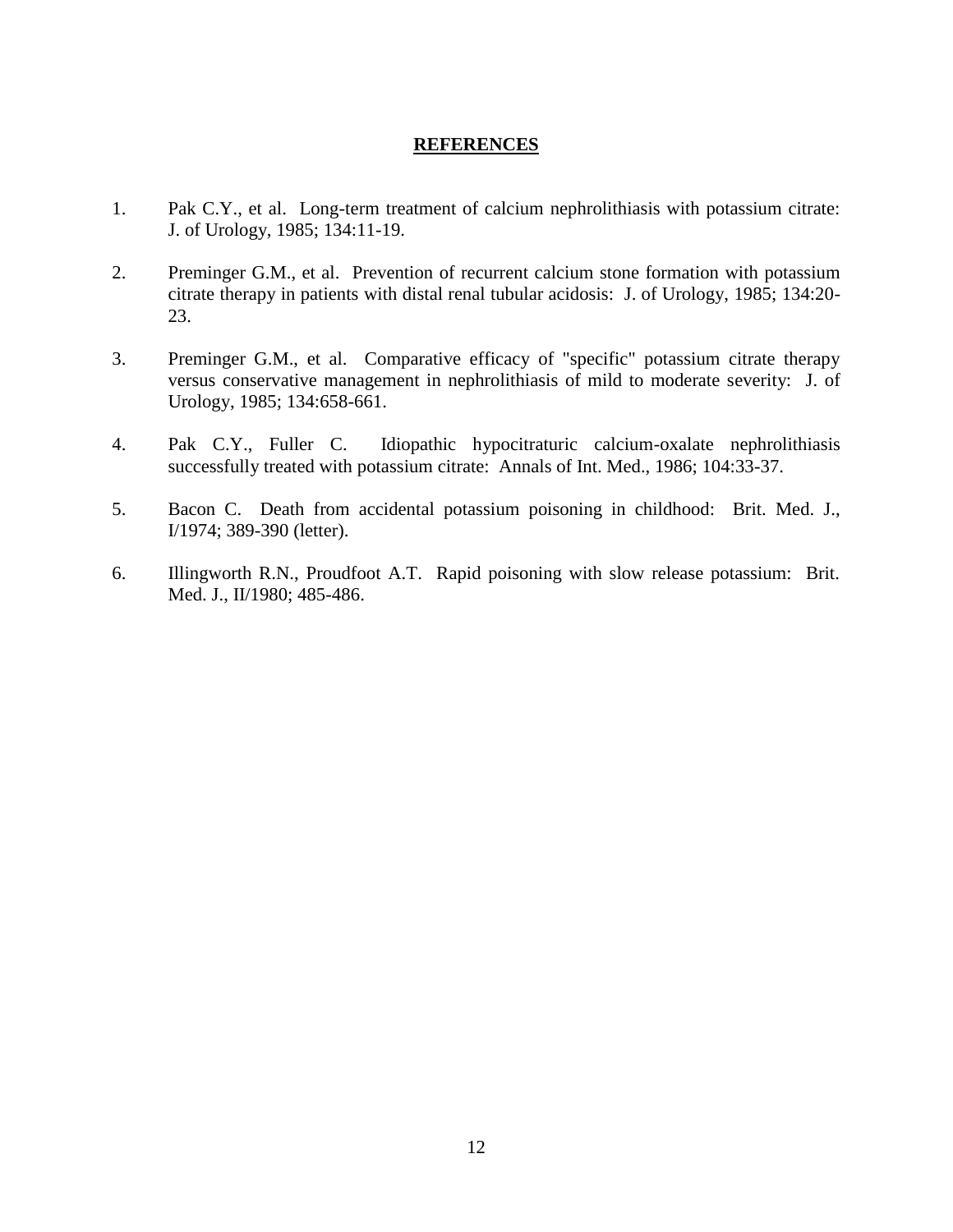## REFERENCES

1. Pak C.Y., et al. Long-term treatment of calcium nephrolithiasis with potassium citrate: J. of Urology, 1985; 134:11-19.

2. Preminger G.M., et al. Prevention of recurrent calcium stone formation with potassium citrate therapy in patients with distal renal tubular acidosis: J. of Urology, 1985; 134:20-23.

3. Preminger G.M., et al. Comparative efficacy of "specific" potassium citrate therapy versus conservative management in nephrolithiasis of mild to moderate severity: J. of Urology, 1985; 134:658-661.

4. Pak C.Y., Fuller C. Idiopathic hypocitraturic calcium-oxalate nephrolithiasis successfully treated with potassium citrate: Annals of Int. Med., 1986; 104:33-37.

5. Bacon C. Death from accidental potassium poisoning in childhood: Brit. Med. J., I/1974; 389-390 (letter).

6. Illingworth R.N., Proudfoot A.T. Rapid poisoning with slow release potassium: Brit. Med. J., II/1980; 485-486.